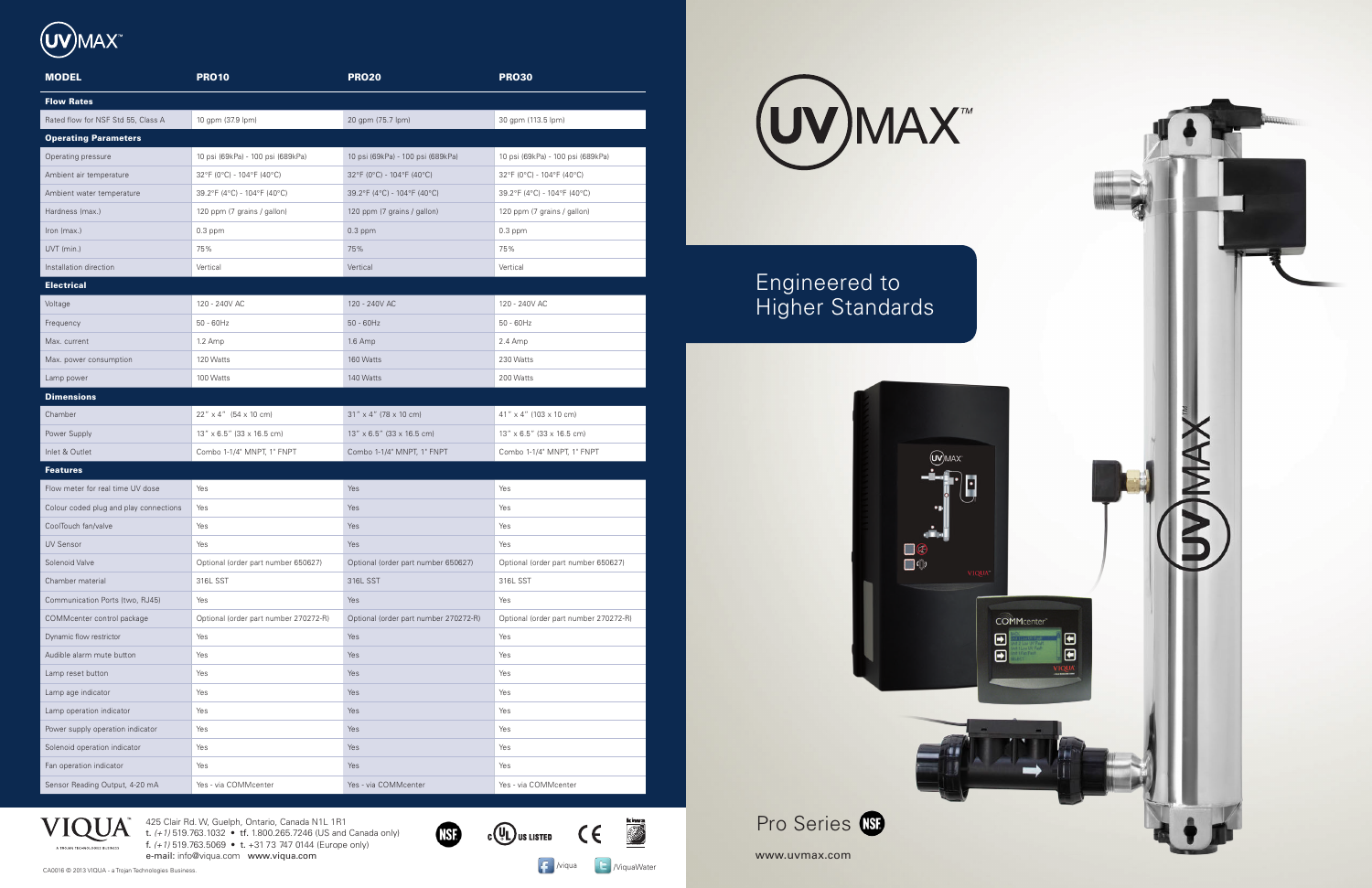# UVMAX™

| MODEL | PRO10 | PRO20 | PRO30 |
|---|---|---|---|
| **Flow Rates** | | | |
| Rated flow for NSF Std 55, Class A | 10 gpm (37.9 lpm) | 20 gpm (75.7 lpm) | 30 gpm (113.5 lpm) |
| **Operating Parameters** | | | |
| Operating pressure | 10 psi (69kPa) - 100 psi (689kPa) | 10 psi (69kPa) - 100 psi (689kPa) | 10 psi (69kPa) - 100 psi (689kPa) |
| Ambient air temperature | 32°F (0°C) - 104°F (40°C) | 32°F (0°C) - 104°F (40°C) | 32°F (0°C) - 104°F (40°C) |
| Ambient water temperature | 39.2°F (4°C) - 104°F (40°C) | 39.2°F (4°C) - 104°F (40°C) | 39.2°F (4°C) - 104°F (40°C) |
| Hardness (max.) | 120 ppm (7 grains / gallon) | 120 ppm (7 grains / gallon) | 120 ppm (7 grains / gallon) |
| Iron (max.) | 0.3 ppm | 0.3 ppm | 0.3 ppm |
| UVT (min.) | 75% | 75% | 75% |
| Installation direction | Vertical | Vertical | Vertical |
| **Electrical** | | | |
| Voltage | 120 - 240V AC | 120 - 240V AC | 120 - 240V AC |
| Frequency | 50 - 60Hz | 50 - 60Hz | 50 - 60Hz |
| Max. current | 1.2 Amp | 1.6 Amp | 2.4 Amp |
| Max. power consumption | 120 Watts | 160 Watts | 230 Watts |
| Lamp power | 100 Watts | 140 Watts | 200 Watts |
| **Dimensions** | | | |
| Chamber | 22" x 4" (54 x 10 cm) | 31" x 4" (78 x 10 cm) | 41" x 4" (103 x 10 cm) |
| Power Supply | 13" x 6.5" (33 x 16.5 cm) | 13" x 6.5" (33 x 16.5 cm) | 13" x 6.5" (33 x 16.5 cm) |
| Inlet & Outlet | Combo 1-1/4" MNPT, 1" FNPT | Combo 1-1/4" MNPT, 1" FNPT | Combo 1-1/4" MNPT, 1" FNPT |
| **Features** | | | |
| Flow meter for real time UV dose | Yes | Yes | Yes |
| Colour coded plug and play connections | Yes | Yes | Yes |
| CoolTouch fan/valve | Yes | Yes | Yes |
| UV Sensor | Yes | Yes | Yes |
| Solenoid Valve | Optional (order part number 650627) | Optional (order part number 650627) | Optional (order part number 650627) |
| Chamber material | 316L SST | 316L SST | 316L SST |
| Communication Ports (two, RJ45) | Yes | Yes | Yes |
| COMMcenter control package | Optional (order part number 270272-R) | Optional (order part number 270272-R) | Optional (order part number 270272-R) |
| Dynamic flow restrictor | Yes | Yes | Yes |
| Audible alarm mute button | Yes | Yes | Yes |
| Lamp reset button | Yes | Yes | Yes |
| Lamp age indicator | Yes | Yes | Yes |
| Lamp operation indicator | Yes | Yes | Yes |
| Power supply operation indicator | Yes | Yes | Yes |
| Solenoid operation indicator | Yes | Yes | Yes |
| Fan operation indicator | Yes | Yes | Yes |
| Sensor Reading Output, 4-20 mA | Yes - via COMMcenter | Yes - via COMMcenter | Yes - via COMMcenter |

VIQUA™ A TROJAN TECHNOLOGIES BUSINESS

425 Clair Rd. W, Guelph, Ontario, Canada N1L 1R1
t. (+1) 519.763.1032 • tf. 1.800.265.7246 (US and Canada only)
f. (+1) 519.763.5069 • t. +31 73 747 0144 (Europe only)
e-mail: info@viqua.com www.viqua.com

/viqua /ViquaWater

CA0016 © 2013 VIQUA - a Trojan Technologies Business.

# UVMAX™

## Engineered to Higher Standards

Pro Series

www.uvmax.com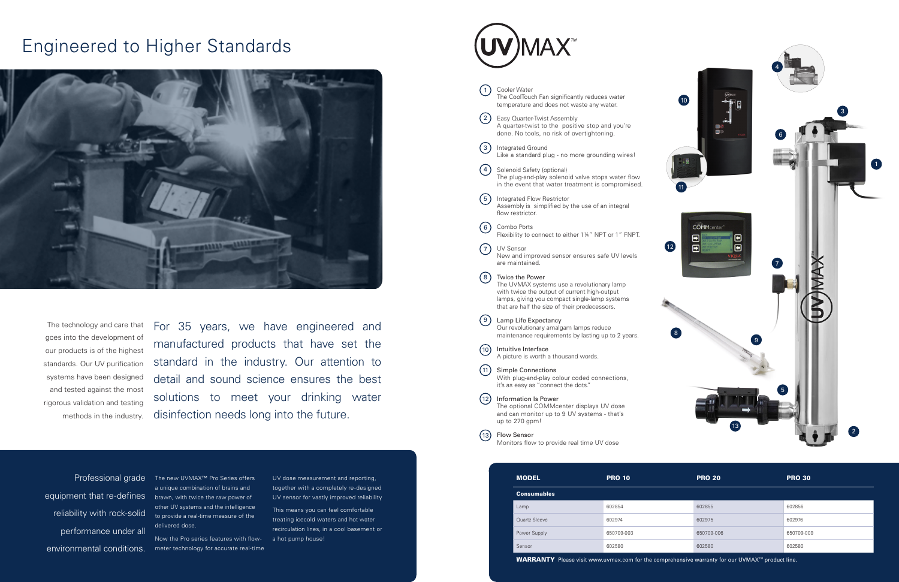# Engineered to Higher Standards

The technology and care that goes into the development of our products is of the highest standards. Our UV purification systems have been designed and tested against the most rigorous validation and testing methods in the industry.

For 35 years, we have engineered and manufactured products that have set the standard in the industry. Our attention to detail and sound science ensures the best solutions to meet your drinking water disinfection needs long into the future.

Professional grade equipment that re-defines reliability with rock-solid performance under all environmental conditions.

The new UVMAX™ Pro Series offers a unique combination of brains and brawn, with twice the raw power of other UV systems and the intelligence to provide a real-time measure of the delivered dose.

Now the Pro series features with flow-meter technology for accurate real-time UV dose measurement and reporting, together with a completely re-designed UV sensor for vastly improved reliability.

This means you can feel comfortable treating icecold waters and hot water recirculation lines, in a cool basement or a hot pump house!

UVMAX™

1. **Cooler Water**
   The CoolTouch Fan significantly reduces water temperature and does not waste any water.
2. **Easy Quarter-Twist Assembly**
   A quarter-twist to the positive stop and you're done. No tools, no risk of overtightening.
3. **Integrated Ground**
   Like a standard plug - no more grounding wires!
4. **Solenoid Safety (optional)**
   The plug-and-play solenoid valve stops water flow in the event that water treatment is compromised.
5. **Integrated Flow Restrictor**
   Assembly is simplified by the use of an integral flow restrictor.
6. **Combo Ports**
   Flexibility to connect to either 1¼" NPT or 1" FNPT.
7. **UV Sensor**
   New and improved sensor ensures safe UV levels are maintained.
8. **Twice the Power**
   The UVMAX systems use a revolutionary lamp with twice the output of current high-output lamps, giving you compact single-lamp systems that are half the size of their predecessors.
9. **Lamp Life Expectancy**
   Our revolutionary amalgam lamps reduce maintenance requirements by lasting up to 2 years.
10. **Intuitive Interface**
    A picture is worth a thousand words.
11. **Simple Connections**
    With plug-and-play colour coded connections, it's as easy as "connect the dots."
12. **Information Is Power**
    The optional COMMcenter displays UV dose and can monitor up to 9 UV systems - that's up to 270 gpm!
13. **Flow Sensor**
    Monitors flow to provide real time UV dose

| MODEL | PRO 10 | PRO 20 | PRO 30 |
|---|---|---|---|
| **Consumables** | | | |
| Lamp | 602854 | 602855 | 602856 |
| Quartz Sleeve | 602974 | 602975 | 602976 |
| Power Supply | 650709-003 | 650709-006 | 650709-009 |
| Sensor | 602580 | 602580 | 602580 |

**WARRANTY** Please visit www.uvmax.com for the comprehensive warranty for our UVMAX™ product line.